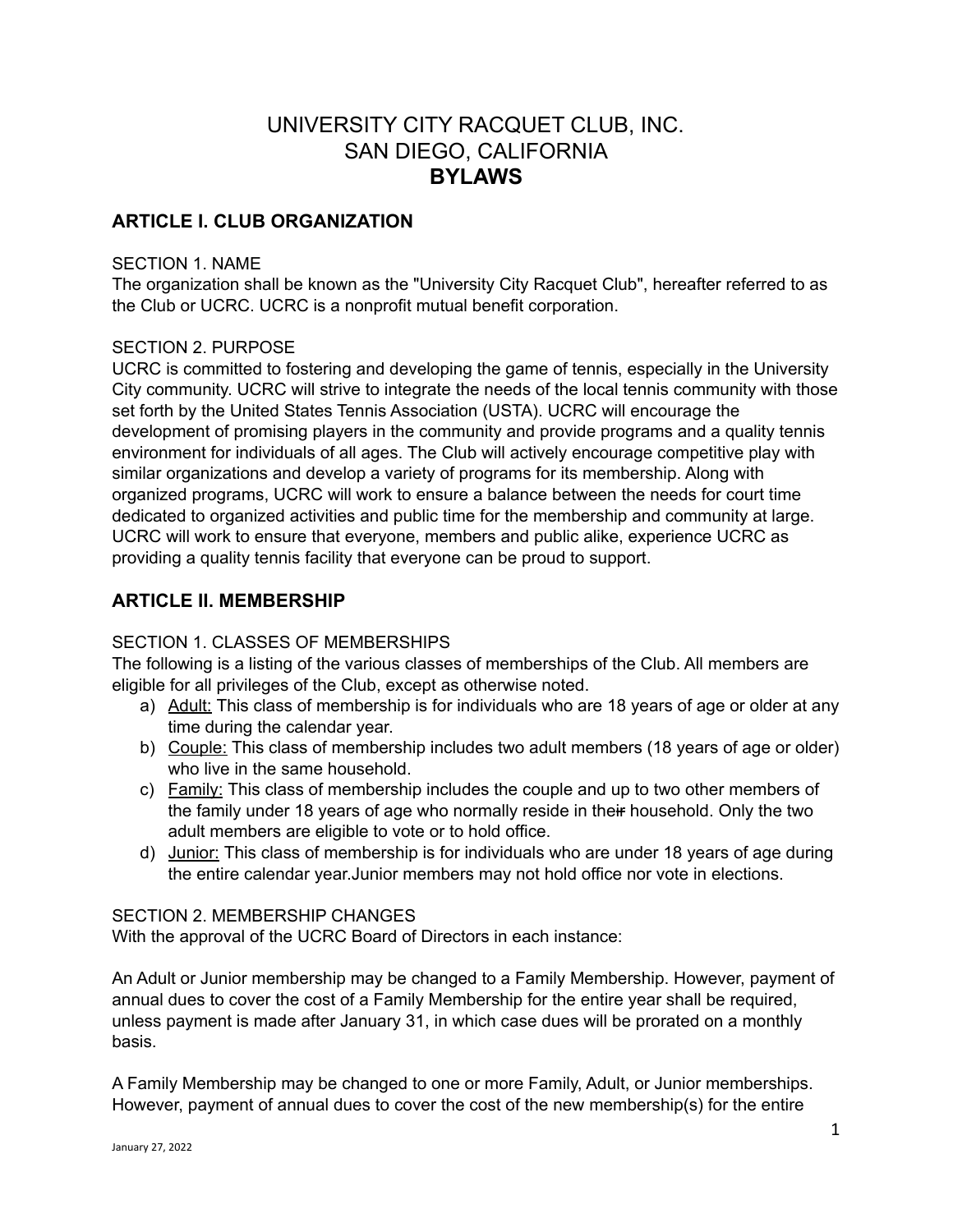# UNIVERSITY CITY RACQUET CLUB, INC.
# SAN DIEGO, CALIFORNIA
# **BYLAWS**

## ARTICLE I. CLUB ORGANIZATION

SECTION 1. NAME

The organization shall be known as the "University City Racquet Club", hereafter referred to as the Club or UCRC. UCRC is a nonprofit mutual benefit corporation.

SECTION 2. PURPOSE

UCRC is committed to fostering and developing the game of tennis, especially in the University City community. UCRC will strive to integrate the needs of the local tennis community with those set forth by the United States Tennis Association (USTA). UCRC will encourage the development of promising players in the community and provide programs and a quality tennis environment for individuals of all ages. The Club will actively encourage competitive play with similar organizations and develop a variety of programs for its membership. Along with organized programs, UCRC will work to ensure a balance between the needs for court time dedicated to organized activities and public time for the membership and community at large. UCRC will work to ensure that everyone, members and public alike, experience UCRC as providing a quality tennis facility that everyone can be proud to support.

## ARTICLE II. MEMBERSHIP

SECTION 1. CLASSES OF MEMBERSHIPS

The following is a listing of the various classes of memberships of the Club. All members are eligible for all privileges of the Club, except as otherwise noted.

a) Adult: This class of membership is for individuals who are 18 years of age or older at any time during the calendar year.
b) Couple: This class of membership includes two adult members (18 years of age or older) who live in the same household.
c) Family: This class of membership includes the couple and up to two other members of the family under 18 years of age who normally reside in the~~ir~~ household. Only the two adult members are eligible to vote or to hold office.
d) Junior: This class of membership is for individuals who are under 18 years of age during the entire calendar year.Junior members may not hold office nor vote in elections.

SECTION 2. MEMBERSHIP CHANGES

With the approval of the UCRC Board of Directors in each instance:

An Adult or Junior membership may be changed to a Family Membership. However, payment of annual dues to cover the cost of a Family Membership for the entire year shall be required, unless payment is made after January 31, in which case dues will be prorated on a monthly basis.

A Family Membership may be changed to one or more Family, Adult, or Junior memberships. However, payment of annual dues to cover the cost of the new membership(s) for the entire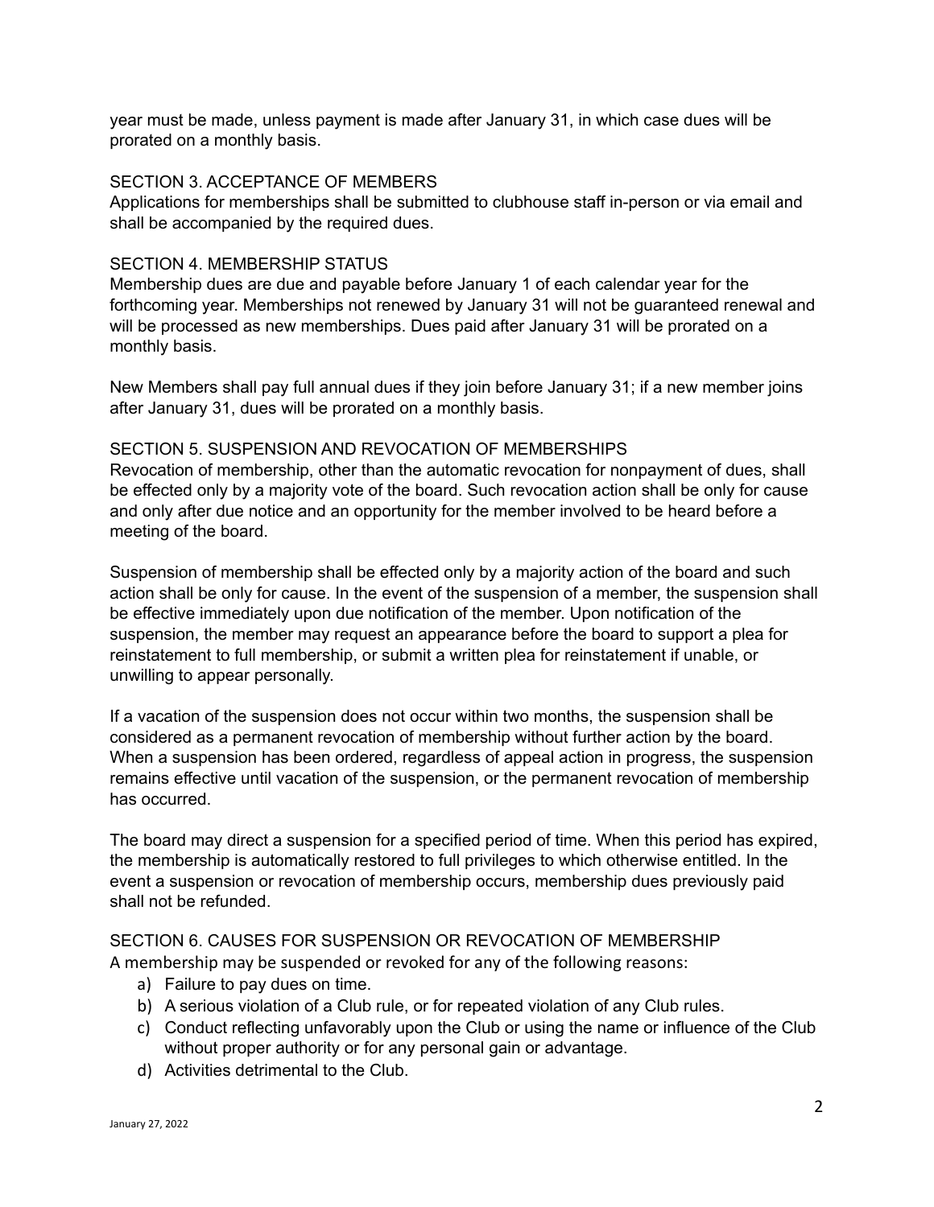year must be made, unless payment is made after January 31, in which case dues will be prorated on a monthly basis.

## SECTION 3. ACCEPTANCE OF MEMBERS

Applications for memberships shall be submitted to clubhouse staff in-person or via email and shall be accompanied by the required dues.

## SECTION 4. MEMBERSHIP STATUS

Membership dues are due and payable before January 1 of each calendar year for the forthcoming year. Memberships not renewed by January 31 will not be guaranteed renewal and will be processed as new memberships. Dues paid after January 31 will be prorated on a monthly basis.

New Members shall pay full annual dues if they join before January 31; if a new member joins after January 31, dues will be prorated on a monthly basis.

## SECTION 5. SUSPENSION AND REVOCATION OF MEMBERSHIPS

Revocation of membership, other than the automatic revocation for nonpayment of dues, shall be effected only by a majority vote of the board. Such revocation action shall be only for cause and only after due notice and an opportunity for the member involved to be heard before a meeting of the board.

Suspension of membership shall be effected only by a majority action of the board and such action shall be only for cause. In the event of the suspension of a member, the suspension shall be effective immediately upon due notification of the member. Upon notification of the suspension, the member may request an appearance before the board to support a plea for reinstatement to full membership, or submit a written plea for reinstatement if unable, or unwilling to appear personally.

If a vacation of the suspension does not occur within two months, the suspension shall be considered as a permanent revocation of membership without further action by the board. When a suspension has been ordered, regardless of appeal action in progress, the suspension remains effective until vacation of the suspension, or the permanent revocation of membership has occurred.

The board may direct a suspension for a specified period of time. When this period has expired, the membership is automatically restored to full privileges to which otherwise entitled. In the event a suspension or revocation of membership occurs, membership dues previously paid shall not be refunded.

## SECTION 6. CAUSES FOR SUSPENSION OR REVOCATION OF MEMBERSHIP

A membership may be suspended or revoked for any of the following reasons:

a) Failure to pay dues on time.
b) A serious violation of a Club rule, or for repeated violation of any Club rules.
c) Conduct reflecting unfavorably upon the Club or using the name or influence of the Club without proper authority or for any personal gain or advantage.
d) Activities detrimental to the Club.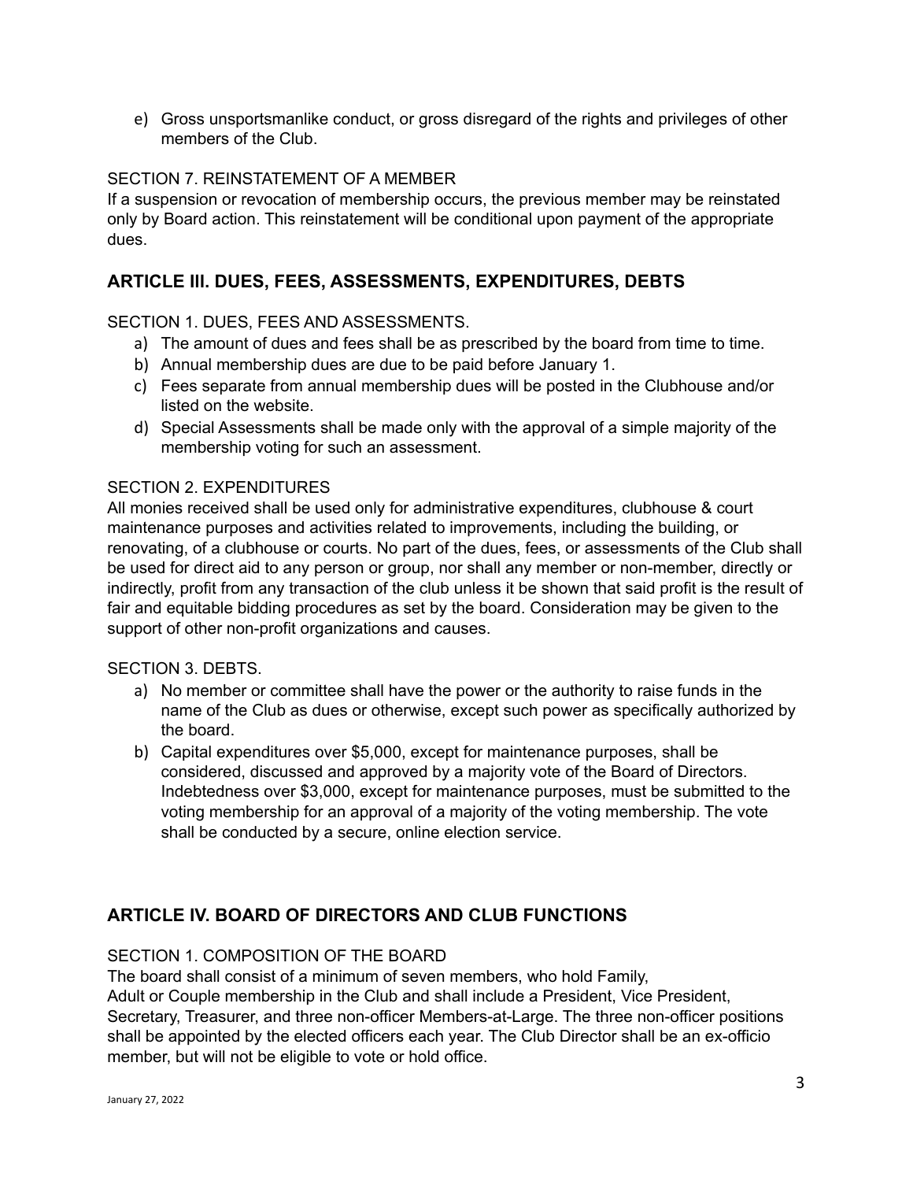e) Gross unsportsmanlike conduct, or gross disregard of the rights and privileges of other members of the Club.

SECTION 7. REINSTATEMENT OF A MEMBER

If a suspension or revocation of membership occurs, the previous member may be reinstated only by Board action. This reinstatement will be conditional upon payment of the appropriate dues.

## ARTICLE III. DUES, FEES, ASSESSMENTS, EXPENDITURES, DEBTS

SECTION 1. DUES, FEES AND ASSESSMENTS.

a) The amount of dues and fees shall be as prescribed by the board from time to time.
b) Annual membership dues are due to be paid before January 1.
c) Fees separate from annual membership dues will be posted in the Clubhouse and/or listed on the website.
d) Special Assessments shall be made only with the approval of a simple majority of the membership voting for such an assessment.

SECTION 2. EXPENDITURES

All monies received shall be used only for administrative expenditures, clubhouse & court maintenance purposes and activities related to improvements, including the building, or renovating, of a clubhouse or courts. No part of the dues, fees, or assessments of the Club shall be used for direct aid to any person or group, nor shall any member or non-member, directly or indirectly, profit from any transaction of the club unless it be shown that said profit is the result of fair and equitable bidding procedures as set by the board. Consideration may be given to the support of other non-profit organizations and causes.

SECTION 3. DEBTS.

a) No member or committee shall have the power or the authority to raise funds in the name of the Club as dues or otherwise, except such power as specifically authorized by the board.
b) Capital expenditures over $5,000, except for maintenance purposes, shall be considered, discussed and approved by a majority vote of the Board of Directors. Indebtedness over $3,000, except for maintenance purposes, must be submitted to the voting membership for an approval of a majority of the voting membership. The vote shall be conducted by a secure, online election service.

## ARTICLE IV. BOARD OF DIRECTORS AND CLUB FUNCTIONS

SECTION 1. COMPOSITION OF THE BOARD

The board shall consist of a minimum of seven members, who hold Family, Adult or Couple membership in the Club and shall include a President, Vice President, Secretary, Treasurer, and three non-officer Members-at-Large. The three non-officer positions shall be appointed by the elected officers each year. The Club Director shall be an ex-officio member, but will not be eligible to vote or hold office.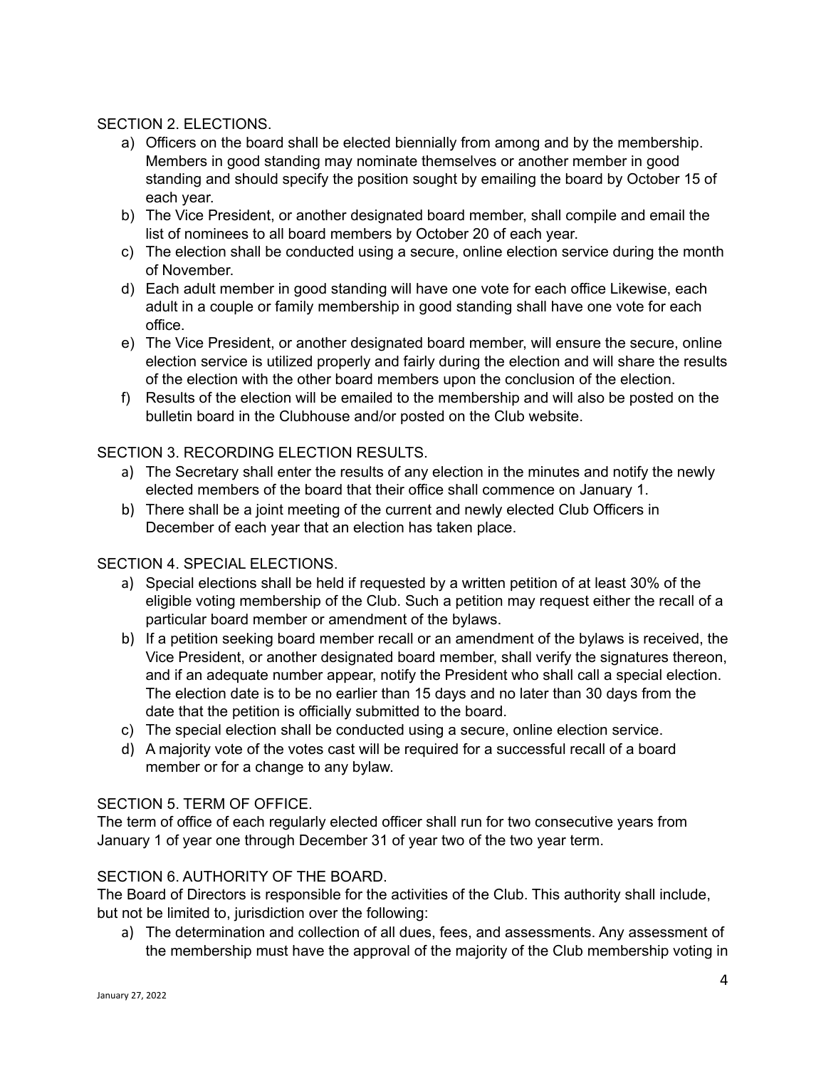SECTION 2. ELECTIONS.

a) Officers on the board shall be elected biennially from among and by the membership. Members in good standing may nominate themselves or another member in good standing and should specify the position sought by emailing the board by October 15 of each year.
b) The Vice President, or another designated board member, shall compile and email the list of nominees to all board members by October 20 of each year.
c) The election shall be conducted using a secure, online election service during the month of November.
d) Each adult member in good standing will have one vote for each office Likewise, each adult in a couple or family membership in good standing shall have one vote for each office.
e) The Vice President, or another designated board member, will ensure the secure, online election service is utilized properly and fairly during the election and will share the results of the election with the other board members upon the conclusion of the election.
f) Results of the election will be emailed to the membership and will also be posted on the bulletin board in the Clubhouse and/or posted on the Club website.

SECTION 3. RECORDING ELECTION RESULTS.

a) The Secretary shall enter the results of any election in the minutes and notify the newly elected members of the board that their office shall commence on January 1.
b) There shall be a joint meeting of the current and newly elected Club Officers in December of each year that an election has taken place.

SECTION 4. SPECIAL ELECTIONS.

a) Special elections shall be held if requested by a written petition of at least 30% of the eligible voting membership of the Club. Such a petition may request either the recall of a particular board member or amendment of the bylaws.
b) If a petition seeking board member recall or an amendment of the bylaws is received, the Vice President, or another designated board member, shall verify the signatures thereon, and if an adequate number appear, notify the President who shall call a special election. The election date is to be no earlier than 15 days and no later than 30 days from the date that the petition is officially submitted to the board.
c) The special election shall be conducted using a secure, online election service.
d) A majority vote of the votes cast will be required for a successful recall of a board member or for a change to any bylaw.

SECTION 5. TERM OF OFFICE.

The term of office of each regularly elected officer shall run for two consecutive years from January 1 of year one through December 31 of year two of the two year term.

SECTION 6. AUTHORITY OF THE BOARD.

The Board of Directors is responsible for the activities of the Club. This authority shall include, but not be limited to, jurisdiction over the following:

a) The determination and collection of all dues, fees, and assessments. Any assessment of the membership must have the approval of the majority of the Club membership voting in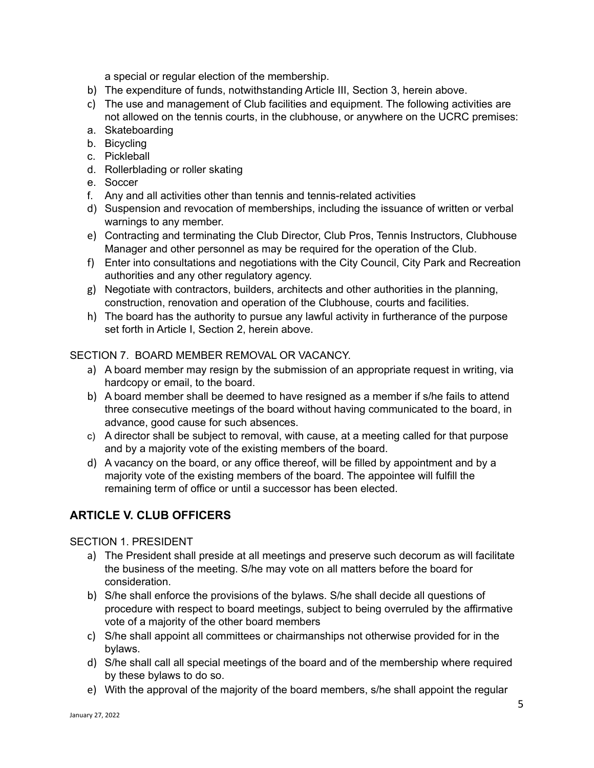a special or regular election of the membership.

b) The expenditure of funds, notwithstanding Article III, Section 3, herein above.
c) The use and management of Club facilities and equipment. The following activities are not allowed on the tennis courts, in the clubhouse, or anywhere on the UCRC premises:

a. Skateboarding
b. Bicycling
c. Pickleball
d. Rollerblading or roller skating
e. Soccer
f. Any and all activities other than tennis and tennis-related activities

d) Suspension and revocation of memberships, including the issuance of written or verbal warnings to any member.
e) Contracting and terminating the Club Director, Club Pros, Tennis Instructors, Clubhouse Manager and other personnel as may be required for the operation of the Club.
f) Enter into consultations and negotiations with the City Council, City Park and Recreation authorities and any other regulatory agency.
g) Negotiate with contractors, builders, architects and other authorities in the planning, construction, renovation and operation of the Clubhouse, courts and facilities.
h) The board has the authority to pursue any lawful activity in furtherance of the purpose set forth in Article I, Section 2, herein above.

SECTION 7. BOARD MEMBER REMOVAL OR VACANCY.

a) A board member may resign by the submission of an appropriate request in writing, via hardcopy or email, to the board.
b) A board member shall be deemed to have resigned as a member if s/he fails to attend three consecutive meetings of the board without having communicated to the board, in advance, good cause for such absences.
c) A director shall be subject to removal, with cause, at a meeting called for that purpose and by a majority vote of the existing members of the board.
d) A vacancy on the board, or any office thereof, will be filled by appointment and by a majority vote of the existing members of the board. The appointee will fulfill the remaining term of office or until a successor has been elected.

## ARTICLE V. CLUB OFFICERS

SECTION 1. PRESIDENT

a) The President shall preside at all meetings and preserve such decorum as will facilitate the business of the meeting. S/he may vote on all matters before the board for consideration.
b) S/he shall enforce the provisions of the bylaws. S/he shall decide all questions of procedure with respect to board meetings, subject to being overruled by the affirmative vote of a majority of the other board members
c) S/he shall appoint all committees or chairmanships not otherwise provided for in the bylaws.
d) S/he shall call all special meetings of the board and of the membership where required by these bylaws to do so.
e) With the approval of the majority of the board members, s/he shall appoint the regular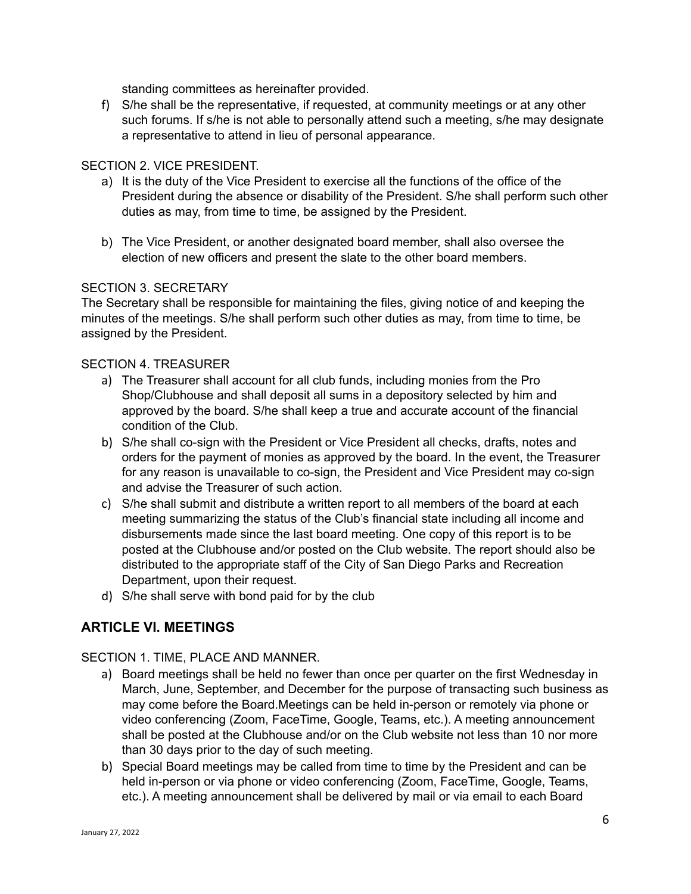standing committees as hereinafter provided.

f) S/he shall be the representative, if requested, at community meetings or at any other such forums. If s/he is not able to personally attend such a meeting, s/he may designate a representative to attend in lieu of personal appearance.

SECTION 2. VICE PRESIDENT.

a) It is the duty of the Vice President to exercise all the functions of the office of the President during the absence or disability of the President. S/he shall perform such other duties as may, from time to time, be assigned by the President.

b) The Vice President, or another designated board member, shall also oversee the election of new officers and present the slate to the other board members.

SECTION 3. SECRETARY

The Secretary shall be responsible for maintaining the files, giving notice of and keeping the minutes of the meetings. S/he shall perform such other duties as may, from time to time, be assigned by the President.

SECTION 4. TREASURER

a) The Treasurer shall account for all club funds, including monies from the Pro Shop/Clubhouse and shall deposit all sums in a depository selected by him and approved by the board. S/he shall keep a true and accurate account of the financial condition of the Club.
b) S/he shall co-sign with the President or Vice President all checks, drafts, notes and orders for the payment of monies as approved by the board. In the event, the Treasurer for any reason is unavailable to co-sign, the President and Vice President may co-sign and advise the Treasurer of such action.
c) S/he shall submit and distribute a written report to all members of the board at each meeting summarizing the status of the Club's financial state including all income and disbursements made since the last board meeting. One copy of this report is to be posted at the Clubhouse and/or posted on the Club website. The report should also be distributed to the appropriate staff of the City of San Diego Parks and Recreation Department, upon their request.
d) S/he shall serve with bond paid for by the club

## ARTICLE VI. MEETINGS

SECTION 1. TIME, PLACE AND MANNER.

a) Board meetings shall be held no fewer than once per quarter on the first Wednesday in March, June, September, and December for the purpose of transacting such business as may come before the Board.Meetings can be held in-person or remotely via phone or video conferencing (Zoom, FaceTime, Google, Teams, etc.). A meeting announcement shall be posted at the Clubhouse and/or on the Club website not less than 10 nor more than 30 days prior to the day of such meeting.
b) Special Board meetings may be called from time to time by the President and can be held in-person or via phone or video conferencing (Zoom, FaceTime, Google, Teams, etc.). A meeting announcement shall be delivered by mail or via email to each Board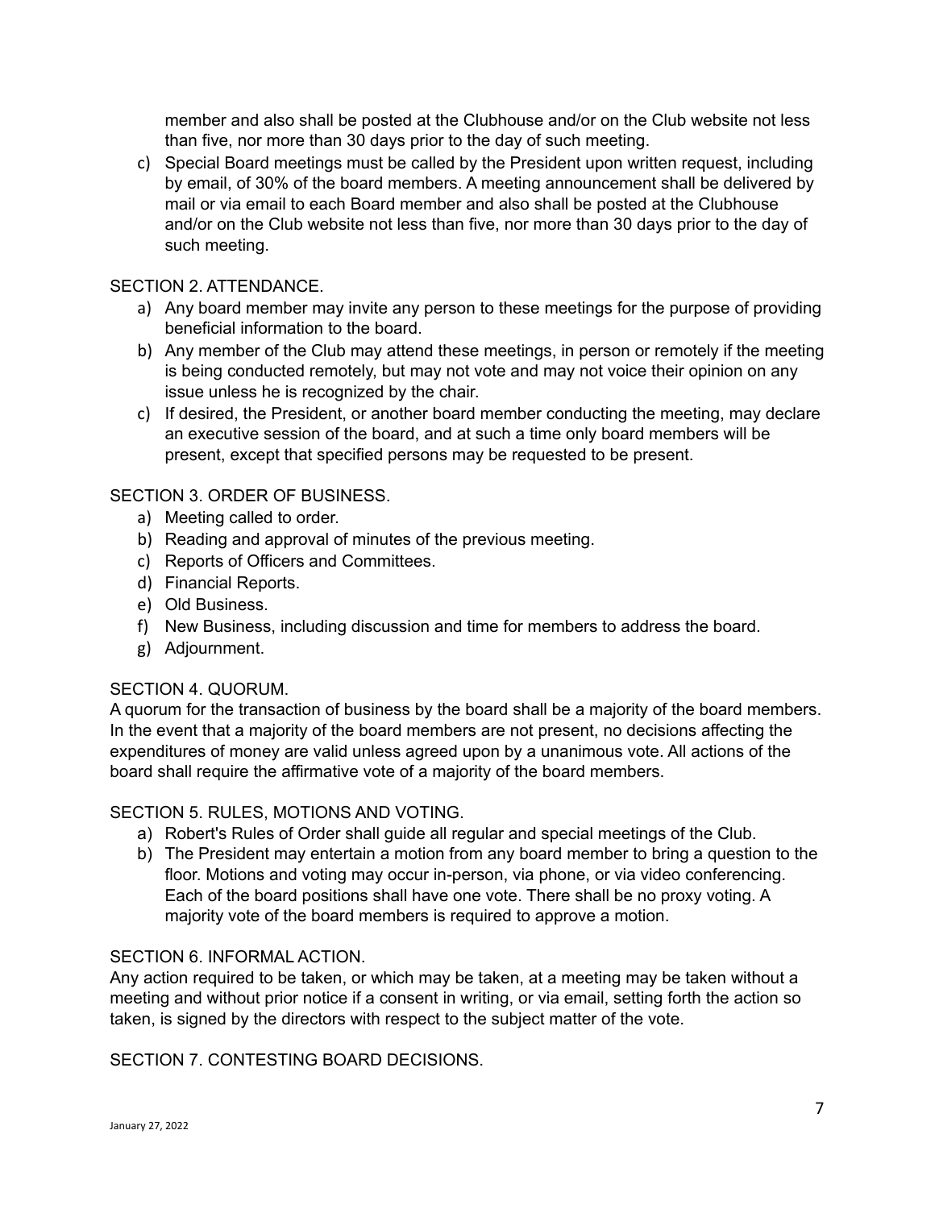member and also shall be posted at the Clubhouse and/or on the Club website not less than five, nor more than 30 days prior to the day of such meeting.

c) Special Board meetings must be called by the President upon written request, including by email, of 30% of the board members. A meeting announcement shall be delivered by mail or via email to each Board member and also shall be posted at the Clubhouse and/or on the Club website not less than five, nor more than 30 days prior to the day of such meeting.

SECTION 2. ATTENDANCE.

a) Any board member may invite any person to these meetings for the purpose of providing beneficial information to the board.
b) Any member of the Club may attend these meetings, in person or remotely if the meeting is being conducted remotely, but may not vote and may not voice their opinion on any issue unless he is recognized by the chair.
c) If desired, the President, or another board member conducting the meeting, may declare an executive session of the board, and at such a time only board members will be present, except that specified persons may be requested to be present.

SECTION 3. ORDER OF BUSINESS.

a) Meeting called to order.
b) Reading and approval of minutes of the previous meeting.
c) Reports of Officers and Committees.
d) Financial Reports.
e) Old Business.
f) New Business, including discussion and time for members to address the board.
g) Adjournment.

SECTION 4. QUORUM.

A quorum for the transaction of business by the board shall be a majority of the board members. In the event that a majority of the board members are not present, no decisions affecting the expenditures of money are valid unless agreed upon by a unanimous vote. All actions of the board shall require the affirmative vote of a majority of the board members.

SECTION 5. RULES, MOTIONS AND VOTING.

a) Robert's Rules of Order shall guide all regular and special meetings of the Club.
b) The President may entertain a motion from any board member to bring a question to the floor. Motions and voting may occur in-person, via phone, or via video conferencing. Each of the board positions shall have one vote. There shall be no proxy voting. A majority vote of the board members is required to approve a motion.

SECTION 6. INFORMAL ACTION.

Any action required to be taken, or which may be taken, at a meeting may be taken without a meeting and without prior notice if a consent in writing, or via email, setting forth the action so taken, is signed by the directors with respect to the subject matter of the vote.

SECTION 7. CONTESTING BOARD DECISIONS.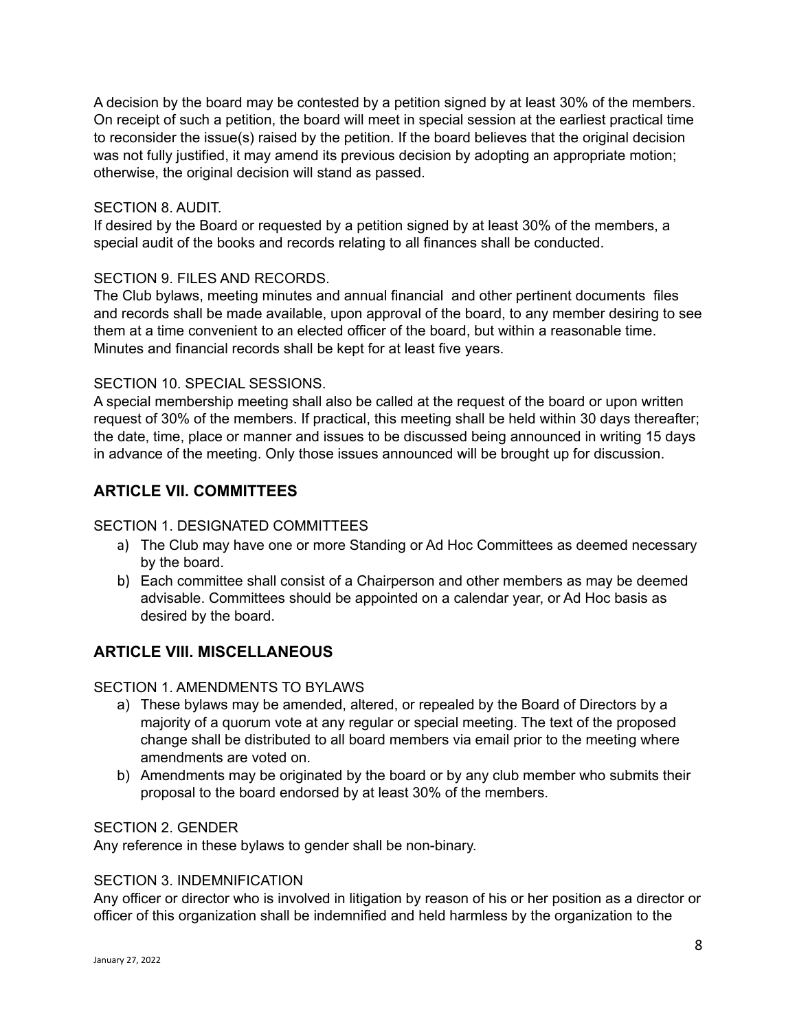A decision by the board may be contested by a petition signed by at least 30% of the members. On receipt of such a petition, the board will meet in special session at the earliest practical time to reconsider the issue(s) raised by the petition. If the board believes that the original decision was not fully justified, it may amend its previous decision by adopting an appropriate motion; otherwise, the original decision will stand as passed.

SECTION 8. AUDIT.
If desired by the Board or requested by a petition signed by at least 30% of the members, a special audit of the books and records relating to all finances shall be conducted.

SECTION 9. FILES AND RECORDS.
The Club bylaws, meeting minutes and annual financial and other pertinent documents files and records shall be made available, upon approval of the board, to any member desiring to see them at a time convenient to an elected officer of the board, but within a reasonable time. Minutes and financial records shall be kept for at least five years.

SECTION 10. SPECIAL SESSIONS.
A special membership meeting shall also be called at the request of the board or upon written request of 30% of the members. If practical, this meeting shall be held within 30 days thereafter; the date, time, place or manner and issues to be discussed being announced in writing 15 days in advance of the meeting. Only those issues announced will be brought up for discussion.

## ARTICLE VII. COMMITTEES

SECTION 1. DESIGNATED COMMITTEES

a) The Club may have one or more Standing or Ad Hoc Committees as deemed necessary by the board.
b) Each committee shall consist of a Chairperson and other members as may be deemed advisable. Committees should be appointed on a calendar year, or Ad Hoc basis as desired by the board.

## ARTICLE VIII. MISCELLANEOUS

SECTION 1. AMENDMENTS TO BYLAWS

a) These bylaws may be amended, altered, or repealed by the Board of Directors by a majority of a quorum vote at any regular or special meeting. The text of the proposed change shall be distributed to all board members via email prior to the meeting where amendments are voted on.
b) Amendments may be originated by the board or by any club member who submits their proposal to the board endorsed by at least 30% of the members.

SECTION 2. GENDER
Any reference in these bylaws to gender shall be non-binary.

SECTION 3. INDEMNIFICATION
Any officer or director who is involved in litigation by reason of his or her position as a director or officer of this organization shall be indemnified and held harmless by the organization to the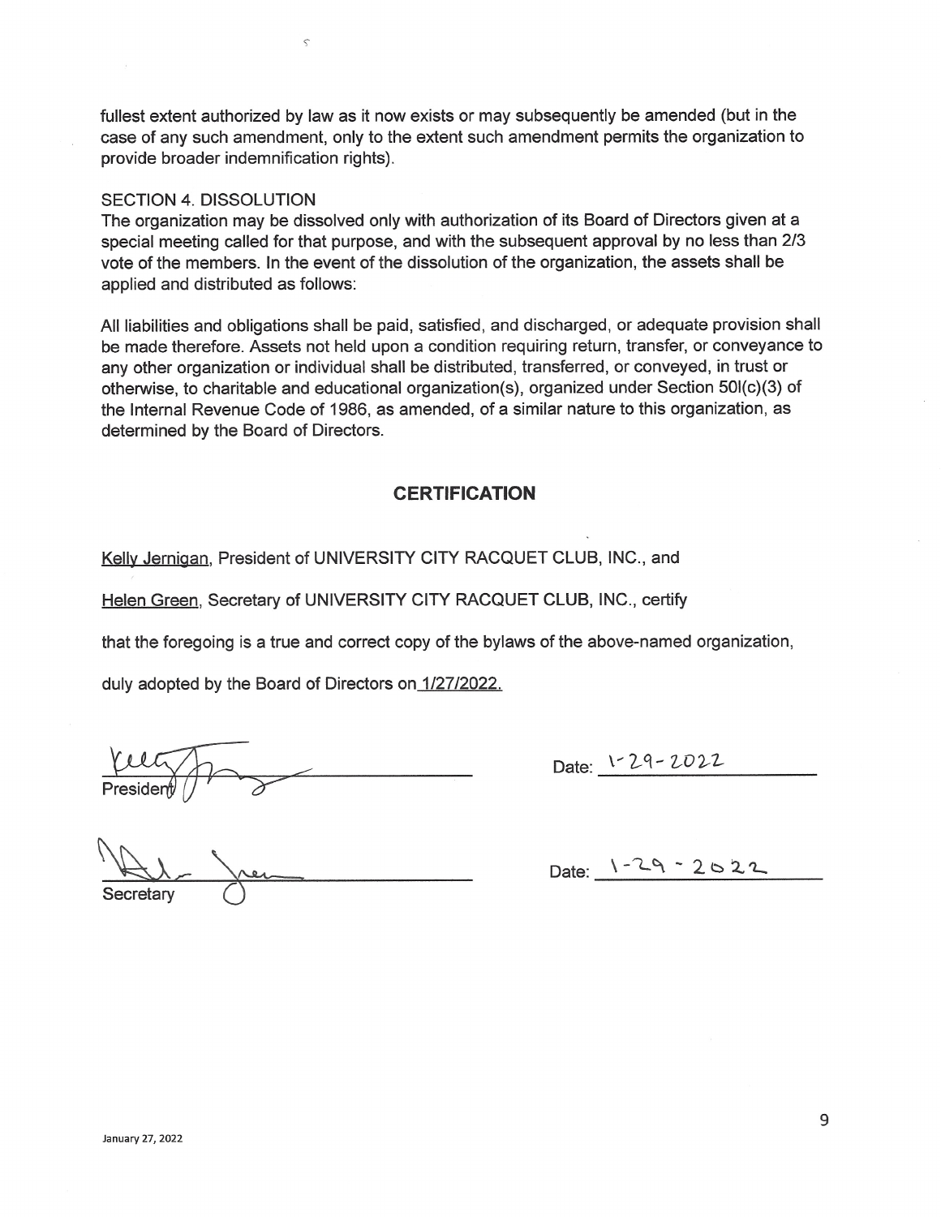fullest extent authorized by law as it now exists or may subsequently be amended (but in the case of any such amendment, only to the extent such amendment permits the organization to provide broader indemnification rights).

SECTION 4. DISSOLUTION

The organization may be dissolved only with authorization of its Board of Directors given at a special meeting called for that purpose, and with the subsequent approval by no less than 2/3 vote of the members. In the event of the dissolution of the organization, the assets shall be applied and distributed as follows:

All liabilities and obligations shall be paid, satisfied, and discharged, or adequate provision shall be made therefore. Assets not held upon a condition requiring return, transfer, or conveyance to any other organization or individual shall be distributed, transferred, or conveyed, in trust or otherwise, to charitable and educational organization(s), organized under Section 501(c)(3) of the Internal Revenue Code of 1986, as amended, of a similar nature to this organization, as determined by the Board of Directors.

## CERTIFICATION

Kelly Jernigan, President of UNIVERSITY CITY RACQUET CLUB, INC., and

Helen Green, Secretary of UNIVERSITY CITY RACQUET CLUB, INC., certify

that the foregoing is a true and correct copy of the bylaws of the above-named organization,

duly adopted by the Board of Directors on 1/27/2022.

President — Date: 1-29-2022

Secretary — Date: 1-29-2022

January 27, 2022